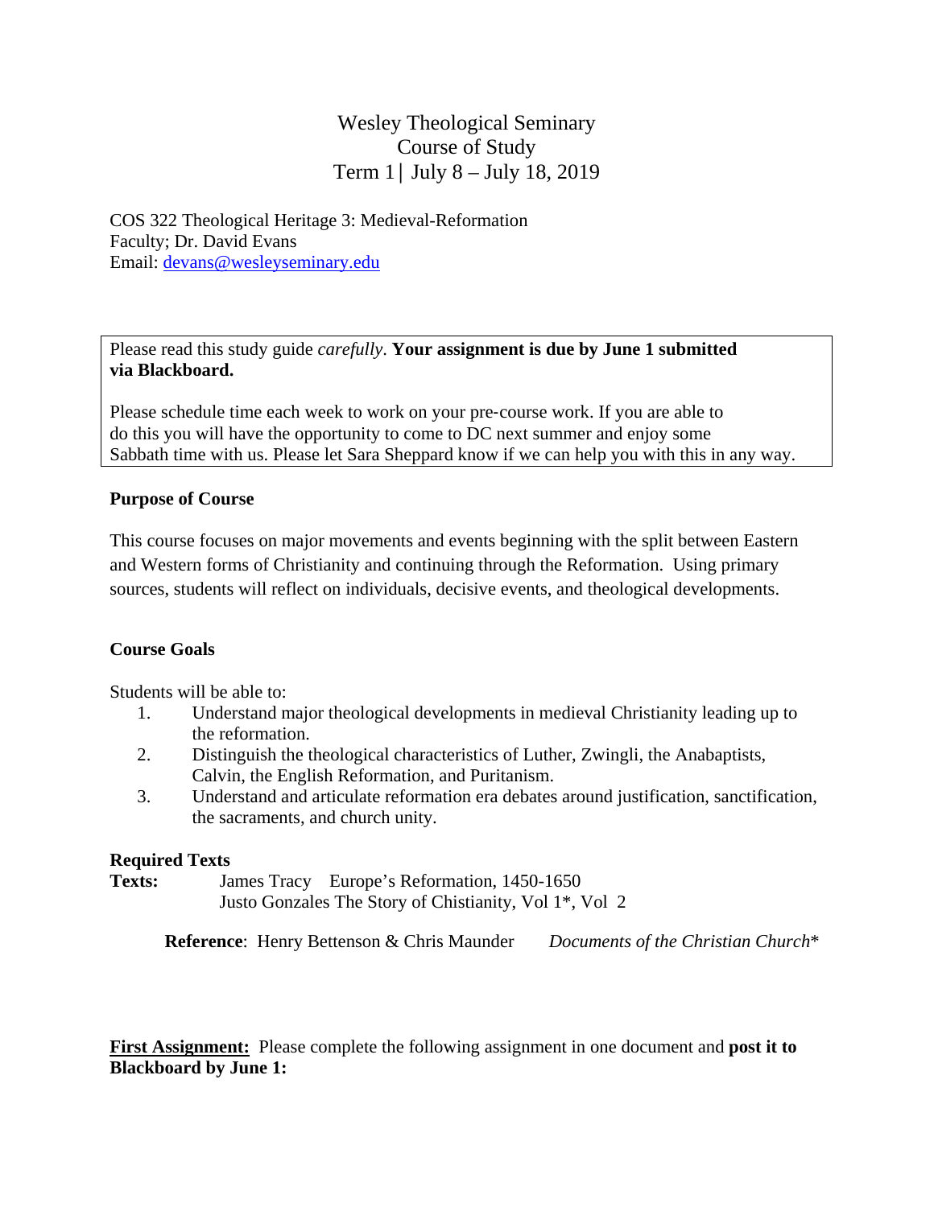# Wesley Theological Seminary
## Course of Study
## Term 1 | July 8 – July 18, 2019

COS 322 Theological Heritage 3: Medieval-Reformation
Faculty; Dr. David Evans
Email: devans@wesleyseminary.edu

Please read this study guide *carefully*. **Your assignment is due by June 1 submitted via Blackboard.**

Please schedule time each week to work on your pre-course work. If you are able to do this you will have the opportunity to come to DC next summer and enjoy some Sabbath time with us. Please let Sara Sheppard know if we can help you with this in any way.

**Purpose of Course**

This course focuses on major movements and events beginning with the split between Eastern and Western forms of Christianity and continuing through the Reformation. Using primary sources, students will reflect on individuals, decisive events, and theological developments.

**Course Goals**

Students will be able to:

1. Understand major theological developments in medieval Christianity leading up to the reformation.
2. Distinguish the theological characteristics of Luther, Zwingli, the Anabaptists, Calvin, the English Reformation, and Puritanism.
3. Understand and articulate reformation era debates around justification, sanctification, the sacraments, and church unity.

**Required Texts**

**Texts:** James Tracy Europe's Reformation, 1450-1650
Justo Gonzales The Story of Chistianity, Vol 1*, Vol 2

**Reference**: Henry Bettenson & Chris Maunder *Documents of the Christian Church**

**First Assignment:** Please complete the following assignment in one document and **post it to Blackboard by June 1:**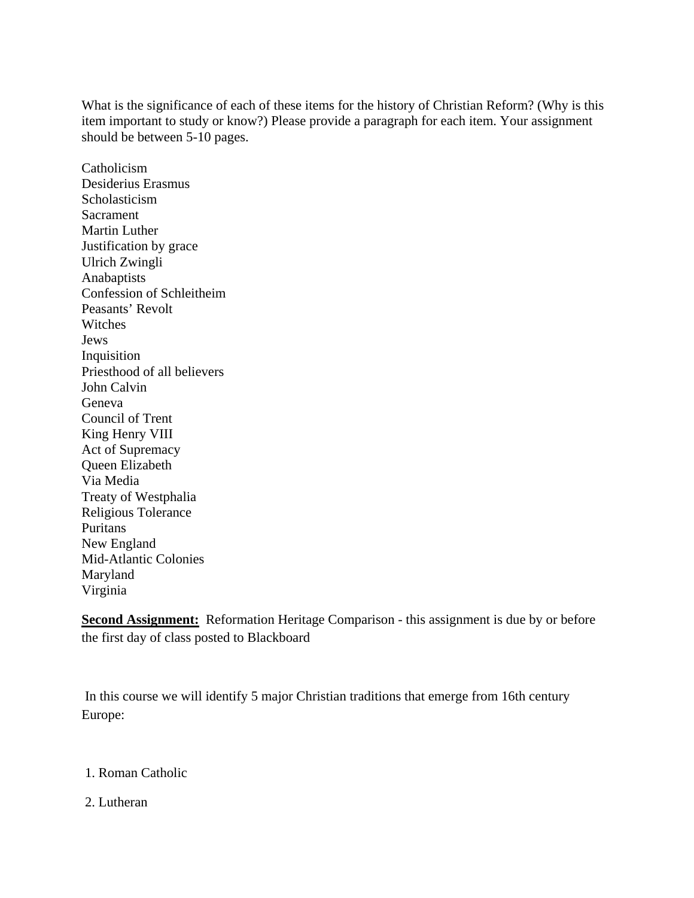What is the significance of each of these items for the history of Christian Reform? (Why is this item important to study or know?) Please provide a paragraph for each item. Your assignment should be between 5-10 pages.

Catholicism
Desiderius Erasmus
Scholasticism
Sacrament
Martin Luther
Justification by grace
Ulrich Zwingli
Anabaptists
Confession of Schleitheim
Peasants' Revolt
Witches
Jews
Inquisition
Priesthood of all believers
John Calvin
Geneva
Council of Trent
King Henry VIII
Act of Supremacy
Queen Elizabeth
Via Media
Treaty of Westphalia
Religious Tolerance
Puritans
New England
Mid-Atlantic Colonies
Maryland
Virginia

**Second Assignment:** Reformation Heritage Comparison - this assignment is due by or before the first day of class posted to Blackboard

In this course we will identify 5 major Christian traditions that emerge from 16th century Europe:

1. Roman Catholic
2. Lutheran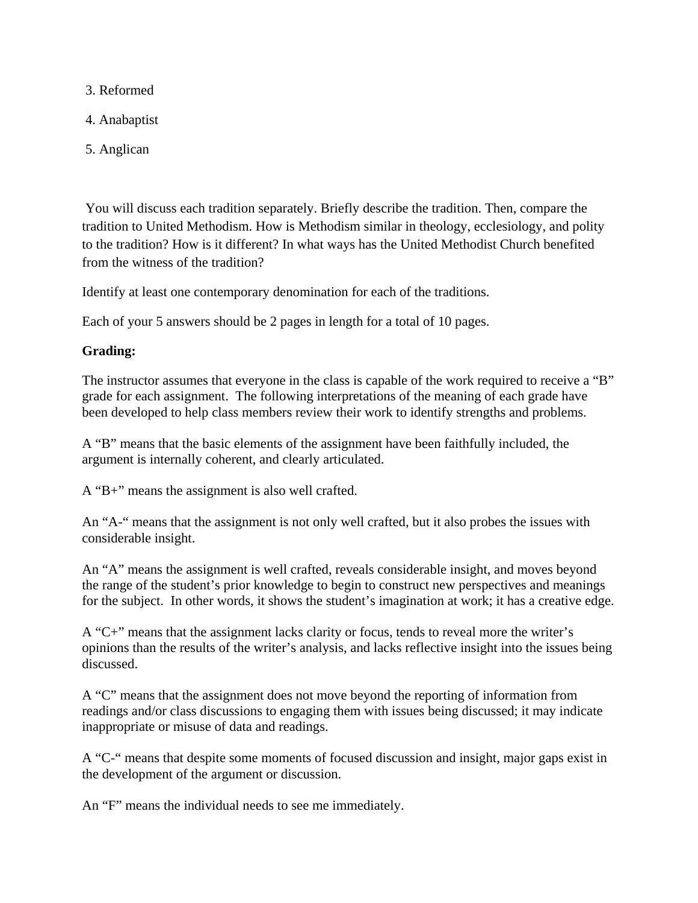3. Reformed
4. Anabaptist
5. Anglican

You will discuss each tradition separately. Briefly describe the tradition. Then, compare the tradition to United Methodism. How is Methodism similar in theology, ecclesiology, and polity to the tradition? How is it different? In what ways has the United Methodist Church benefited from the witness of the tradition?

Identify at least one contemporary denomination for each of the traditions.

Each of your 5 answers should be 2 pages in length for a total of 10 pages.

**Grading:**

The instructor assumes that everyone in the class is capable of the work required to receive a "B" grade for each assignment. The following interpretations of the meaning of each grade have been developed to help class members review their work to identify strengths and problems.

A "B" means that the basic elements of the assignment have been faithfully included, the argument is internally coherent, and clearly articulated.

A "B+" means the assignment is also well crafted.

An "A-" means that the assignment is not only well crafted, but it also probes the issues with considerable insight.

An "A" means the assignment is well crafted, reveals considerable insight, and moves beyond the range of the student's prior knowledge to begin to construct new perspectives and meanings for the subject. In other words, it shows the student's imagination at work; it has a creative edge.

A "C+" means that the assignment lacks clarity or focus, tends to reveal more the writer's opinions than the results of the writer's analysis, and lacks reflective insight into the issues being discussed.

A "C" means that the assignment does not move beyond the reporting of information from readings and/or class discussions to engaging them with issues being discussed; it may indicate inappropriate or misuse of data and readings.

A "C-" means that despite some moments of focused discussion and insight, major gaps exist in the development of the argument or discussion.

An "F" means the individual needs to see me immediately.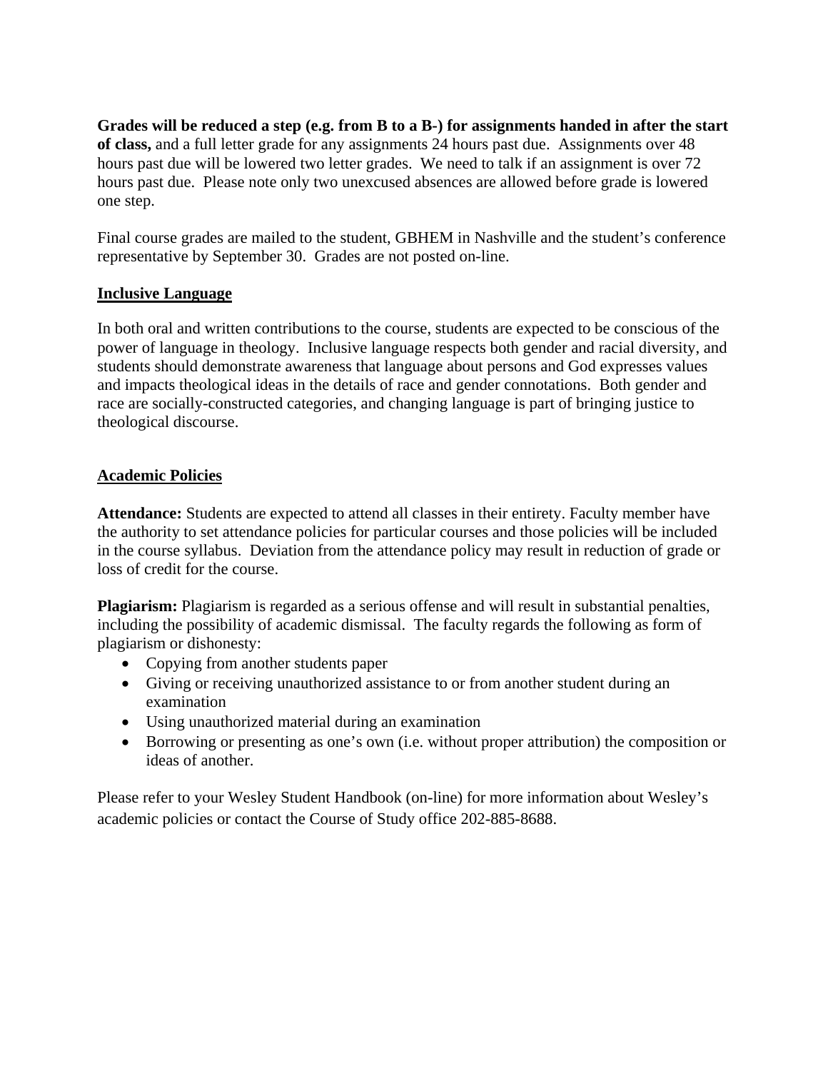**Grades will be reduced a step (e.g. from B to a B-) for assignments handed in after the start of class,** and a full letter grade for any assignments 24 hours past due. Assignments over 48 hours past due will be lowered two letter grades. We need to talk if an assignment is over 72 hours past due. Please note only two unexcused absences are allowed before grade is lowered one step.

Final course grades are mailed to the student, GBHEM in Nashville and the student's conference representative by September 30. Grades are not posted on-line.

## Inclusive Language

In both oral and written contributions to the course, students are expected to be conscious of the power of language in theology. Inclusive language respects both gender and racial diversity, and students should demonstrate awareness that language about persons and God expresses values and impacts theological ideas in the details of race and gender connotations. Both gender and race are socially-constructed categories, and changing language is part of bringing justice to theological discourse.

## Academic Policies

**Attendance:** Students are expected to attend all classes in their entirety. Faculty member have the authority to set attendance policies for particular courses and those policies will be included in the course syllabus. Deviation from the attendance policy may result in reduction of grade or loss of credit for the course.

**Plagiarism:** Plagiarism is regarded as a serious offense and will result in substantial penalties, including the possibility of academic dismissal. The faculty regards the following as form of plagiarism or dishonesty:

- Copying from another students paper
- Giving or receiving unauthorized assistance to or from another student during an examination
- Using unauthorized material during an examination
- Borrowing or presenting as one's own (i.e. without proper attribution) the composition or ideas of another.

Please refer to your Wesley Student Handbook (on-line) for more information about Wesley's academic policies or contact the Course of Study office 202-885-8688.